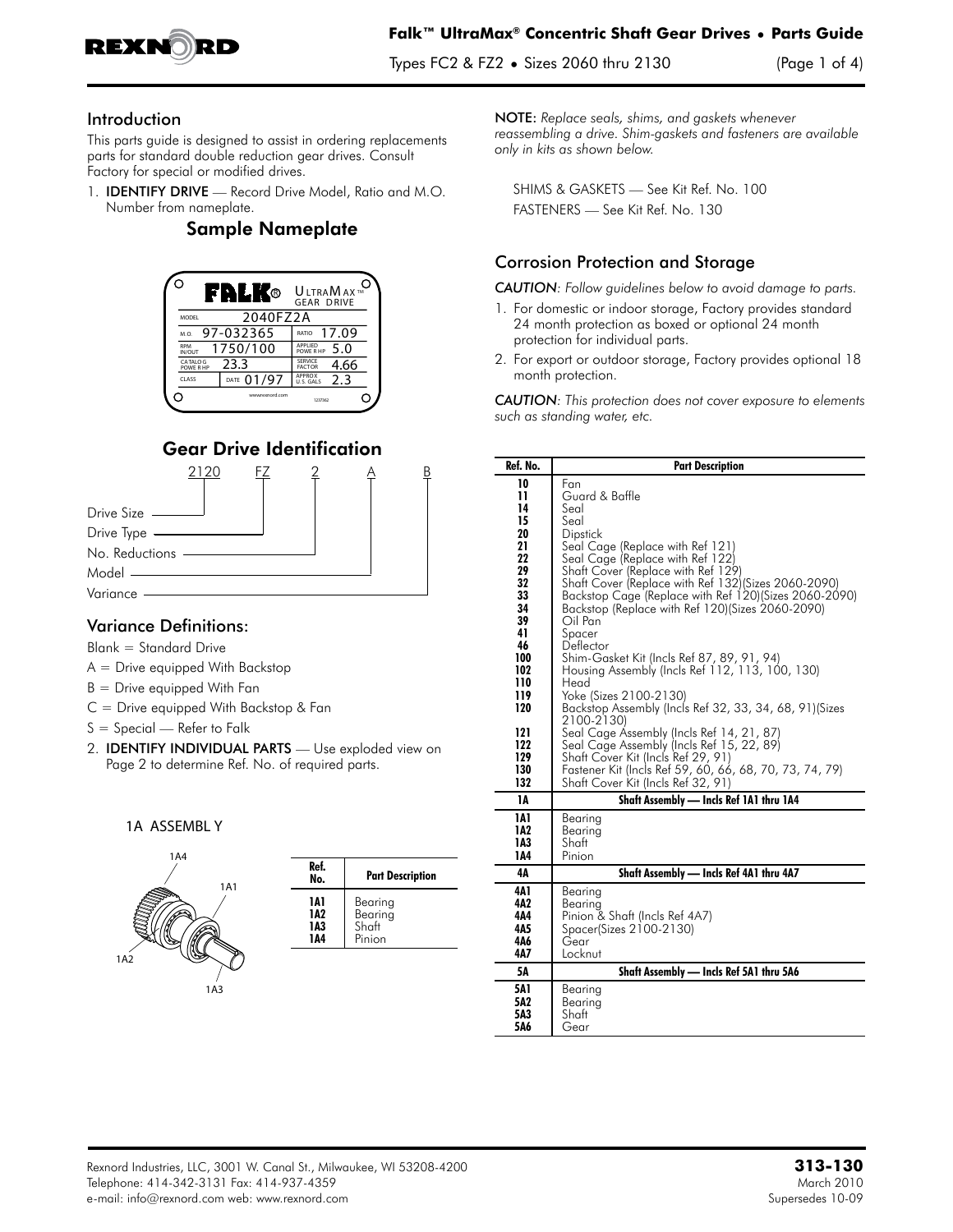## Introduction

This parts guide is designed to assist in ordering replacements parts for standard double reduction gear drives. Consult Factory for special or modified drives.

1. **IDENTIFY DRIVE** — Record Drive Model, Ratio and M.O. Number from nameplate.

## Sample Nameplate

| FALK® | ULTRAMAX™ GEAR DRIVE | | |
|---|---|---|---|
| MODEL | 2040FZ2A | | |
| M.O. | 97-032365 | RATIO | 17.09 |
| RPM IN/OUT | 1750/100 | APPLIED POWER HP | 5.0 |
| CATALOG POWER HP | 23.3 | SERVICE FACTOR | 4.66 |
| CLASS | DATE 01/97 | APPROX U.S. GALS | 2.3 |

## Gear Drive Identification

2120 FZ 2 A B

- 2120 — Drive Size
- FZ — Drive Type
- 2 — No. Reductions
- A — Model
- B — Variance

## Variance Definitions:

Blank = Standard Drive
A = Drive equipped With Backstop
B = Drive equipped With Fan
C = Drive equipped With Backstop & Fan
S = Special — Refer to Falk

2. **IDENTIFY INDIVIDUAL PARTS** — Use exploded view on Page 2 to determine Ref. No. of required parts.

1A ASSEMBLY

| Ref. No. | Part Description |
|---|---|
| 1A1 | Bearing |
| 1A2 | Bearing |
| 1A3 | Shaft |
| 1A4 | Pinion |

NOTE: *Replace seals, shims, and gaskets whenever reassembling a drive. Shim-gaskets and fasteners are available only in kits as shown below.*

SHIMS & GASKETS — See Kit Ref. No. 100
FASTENERS — See Kit Ref. No. 130

## Corrosion Protection and Storage

*CAUTION: Follow guidelines below to avoid damage to parts.*

1. For domestic or indoor storage, Factory provides standard 24 month protection as boxed or optional 24 month protection for individual parts.
2. For export or outdoor storage, Factory provides optional 18 month protection.

*CAUTION: This protection does not cover exposure to elements such as standing water, etc.*

| Ref. No. | Part Description |
|---|---|
| 10 | Fan |
| 11 | Guard & Baffle |
| 14 | Seal |
| 15 | Seal |
| 20 | Dipstick |
| 21 | Seal Cage (Replace with Ref 121) |
| 22 | Seal Cage (Replace with Ref 122) |
| 29 | Shaft Cover (Replace with Ref 129) |
| 32 | Shaft Cover (Replace with Ref 132)(Sizes 2060-2090) |
| 33 | Backstop Cage (Replace with Ref 120)(Sizes 2060-2090) |
| 34 | Backstop (Replace with Ref 120)(Sizes 2060-2090) |
| 39 | Oil Pan |
| 41 | Spacer |
| 46 | Deflector |
| 100 | Shim-Gasket Kit (Incls Ref 87, 89, 91, 94) |
| 102 | Housing Assembly (Incls Ref 112, 113, 100, 130) |
| 110 | Head |
| 119 | Yoke (Sizes 2100-2130) |
| 120 | Backstop Assembly (Incls Ref 32, 33, 34, 68, 91)(Sizes 2100-2130) |
| 121 | Seal Cage Assembly (Incls Ref 14, 21, 87) |
| 122 | Seal Cage Assembly (Incls Ref 15, 22, 89) |
| 129 | Shaft Cover Kit (Incls Ref 29, 91) |
| 130 | Fastener Kit (Incls Ref 59, 60, 66, 68, 70, 73, 74, 79) |
| 132 | Shaft Cover Kit (Incls Ref 32, 91) |
| **1A** | **Shaft Assembly — Incls Ref 1A1 thru 1A4** |
| 1A1 | Bearing |
| 1A2 | Bearing |
| 1A3 | Shaft |
| 1A4 | Pinion |
| **4A** | **Shaft Assembly — Incls Ref 4A1 thru 4A7** |
| 4A1 | Bearing |
| 4A2 | Bearing |
| 4A4 | Pinion & Shaft (Incls Ref 4A7) |
| 4A5 | Spacer(Sizes 2100-2130) |
| 4A6 | Gear |
| 4A7 | Locknut |
| **5A** | **Shaft Assembly — Incls Ref 5A1 thru 5A6** |
| 5A1 | Bearing |
| 5A2 | Bearing |
| 5A3 | Shaft |
| 5A6 | Gear |

Rexnord Industries, LLC, 3001 W. Canal St., Milwaukee, WI 53208-4200
Telephone: 414-342-3131 Fax: 414-937-4359
e-mail: info@rexnord.com web: www.rexnord.com

**313-130**
March 2010
Supersedes 10-09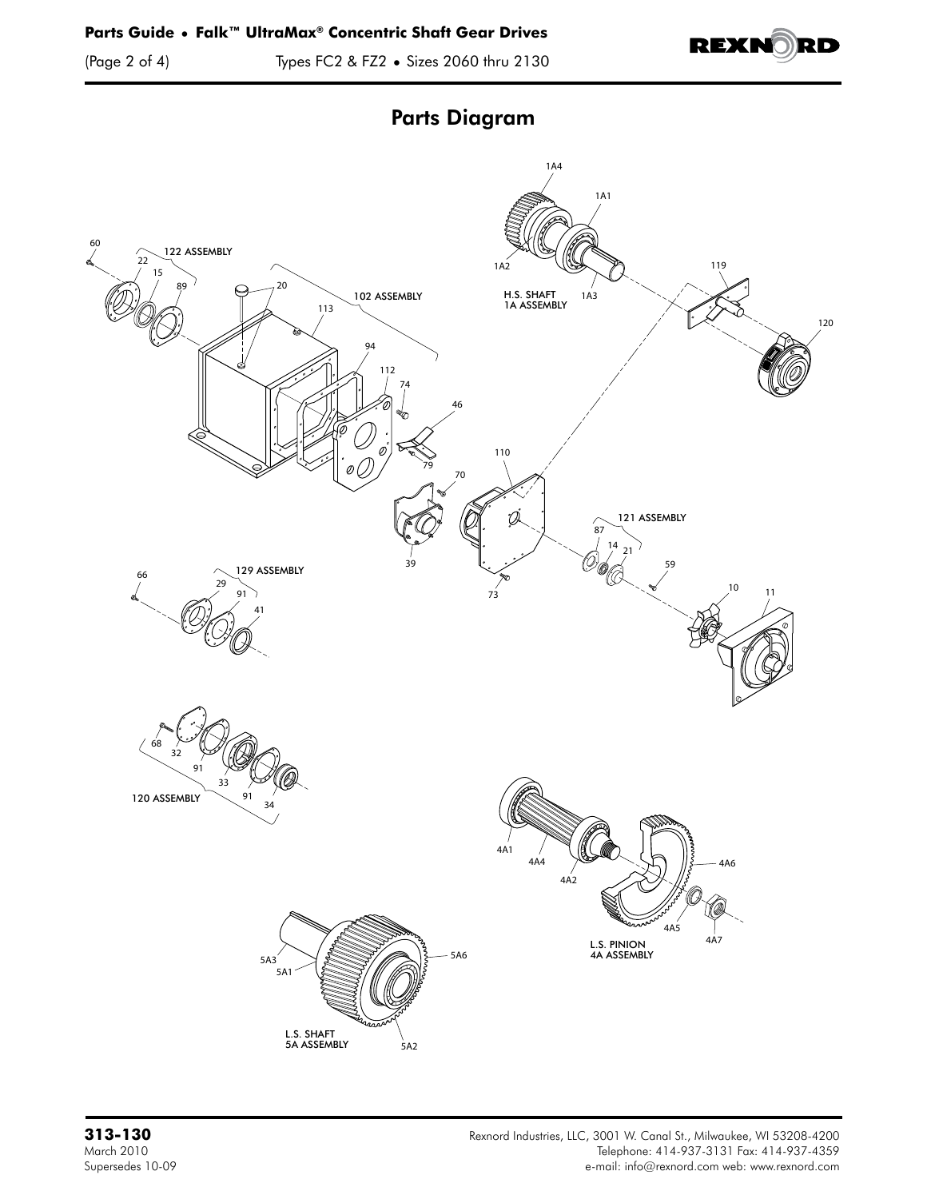## Parts Diagram

60 22 15 89 122 ASSEMBLY

20 113 102 ASSEMBLY 94 112 74 46 79

1A4 1A1 1A2 1A3 H.S. SHAFT 1A ASSEMBLY

119 120

110 70 39 73

121 ASSEMBLY 87 14 21 59

10 11

66 129 ASSEMBLY 29 91 41

68 32 91 33 91 34 120 ASSEMBLY

4A1 4A4 4A2 4A6 4A5 4A7 L.S. PINION 4A ASSEMBLY

5A3 5A1 5A6 5A2 L.S. SHAFT 5A ASSEMBLY

**313-130**
March 2010
Supersedes 10-09

Rexnord Industries, LLC, 3001 W. Canal St., Milwaukee, WI 53208-4200
Telephone: 414-937-3131 Fax: 414-937-4359
e-mail: info@rexnord.com web: www.rexnord.com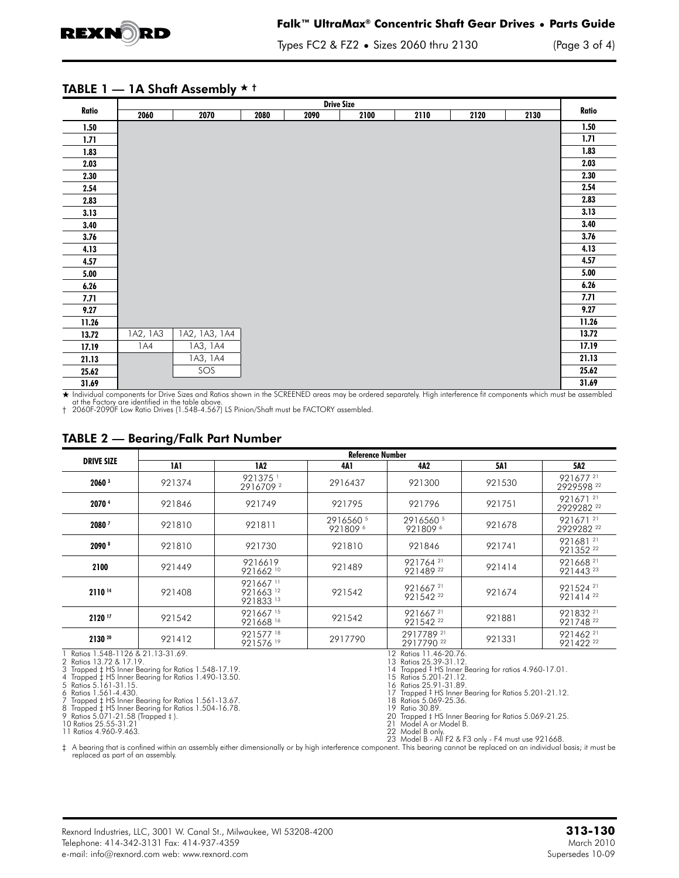## TABLE 1 — 1A Shaft Assembly ★ †

| Ratio | Drive Size | | | | | | | | Ratio |
|---|---|---|---|---|---|---|---|---|---|
| | 2060 | 2070 | 2080 | 2090 | 2100 | 2110 | 2120 | 2130 | |
| 1.50 | | | | | | | | | 1.50 |
| 1.71 | | | | | | | | | 1.71 |
| 1.83 | | | | | | | | | 1.83 |
| 2.03 | | | | | | | | | 2.03 |
| 2.30 | | | | | | | | | 2.30 |
| 2.54 | | | | | | | | | 2.54 |
| 2.83 | | | | | | | | | 2.83 |
| 3.13 | | | | | | | | | 3.13 |
| 3.40 | | | | | | | | | 3.40 |
| 3.76 | | | | | | | | | 3.76 |
| 4.13 | | | | | | | | | 4.13 |
| 4.57 | | | | | | | | | 4.57 |
| 5.00 | | | | | | | | | 5.00 |
| 6.26 | | | | | | | | | 6.26 |
| 7.71 | | | | | | | | | 7.71 |
| 9.27 | | | | | | | | | 9.27 |
| 11.26 | | | | | | | | | 11.26 |
| 13.72 | 1A2, 1A3 | 1A2, 1A3, 1A4 | | | | | | | 13.72 |
| 17.19 | 1A4 | 1A3, 1A4 | | | | | | | 17.19 |
| 21.13 | | 1A3, 1A4 | | | | | | | 21.13 |
| 25.62 | | SOS | | | | | | | 25.62 |
| 31.69 | | | | | | | | | 31.69 |

★ Individual components for Drive Sizes and Ratios shown in the SCREENED areas may be ordered separately. High interference fit components which must be assembled at the Factory are identified in the table above.
† 2060F-2090F Low Ratio Drives (1.548-4.567) LS Pinion/Shaft must be FACTORY assembled.

## TABLE 2 — Bearing/Falk Part Number

| DRIVE SIZE | Reference Number | | | | | |
|---|---|---|---|---|---|---|
| | 1A1 | 1A2 | 4A1 | 4A2 | 5A1 | 5A2 |
| 2060 [3] | 921374 | 921375 [1]<br>2916709 [2] | 2916437 | 921300 | 921530 | 921677 [21]<br>2929598 [22] |
| 2070 [4] | 921846 | 921749 | 921795 | 921796 | 921751 | 921671 [21]<br>2929282 [22] |
| 2080 [7] | 921810 | 921811 | 2916560 [5]<br>921809 [6] | 2916560 [5]<br>921809 [6] | 921678 | 921671 [21]<br>2929282 [22] |
| 2090 [8] | 921810 | 921730 | 921810 | 921846 | 921741 | 921681 [21]<br>921352 [22] |
| 2100 | 921449 | 9216619<br>921662 [10] | 921489 | 921764 [21]<br>921489 [22] | 921414 | 921668 [21]<br>921443 [23] |
| 2110 [14] | 921408 | 921667 [11]<br>921663 [12]<br>921833 [13] | 921542 | 921667 [21]<br>921542 [22] | 921674 | 921524 [21]<br>921414 [22] |
| 2120 [17] | 921542 | 921667 [15]<br>921668 [16] | 921542 | 921667 [21]<br>921542 [22] | 921881 | 921832 [21]<br>921748 [22] |
| 2130 [20] | 921412 | 921577 [18]<br>921576 [19] | 2917790 | 2917789 [21]<br>2917790 [22] | 921331 | 921462 [21]<br>921422 [22] |

1 Ratios 1.548-1126 & 21.13-31.69.
2 Ratios 13.72 & 17.19.
3 Trapped ‡ HS Inner Bearing for Ratios 1.548-17.19.
4 Trapped ‡ HS Inner Bearing for Ratios 1.490-13.50.
5 Ratios 5.161-31.15.
6 Ratios 1.561-4.430.
7 Trapped ‡ HS Inner Bearing for Ratios 1.561-13.67.
8 Trapped ‡ HS Inner Bearing for Ratios 1.504-16.78.
9 Ratios 5.071-21.58 (Trapped ‡).
10 Ratios 25.55-31.21
11 Ratios 4.960-9.463.
12 Ratios 11.46-20.76.
13 Ratios 25.39-31.12.
14 Trapped ‡ HS Inner Bearing for ratios 4.960-17.01.
15 Ratios 5.201-21.12.
16 Ratios 25.91-31.89.
17 Trapped ‡ HS Inner Bearing for Ratios 5.201-21.12.
18 Ratios 5.069-25.36.
19 Ratio 30.89.
20 Trapped ‡ HS Inner Bearing for Ratios 5.069-21.25.
21 Model A or Model B.
22 Model B only.
23 Model B - All F2 & F3 only - F4 must use 921668.

‡ A bearing that is confined within an assembly either dimensionally or by high interference component. This bearing cannot be replaced on an individual basis; it must be replaced as part of an assembly.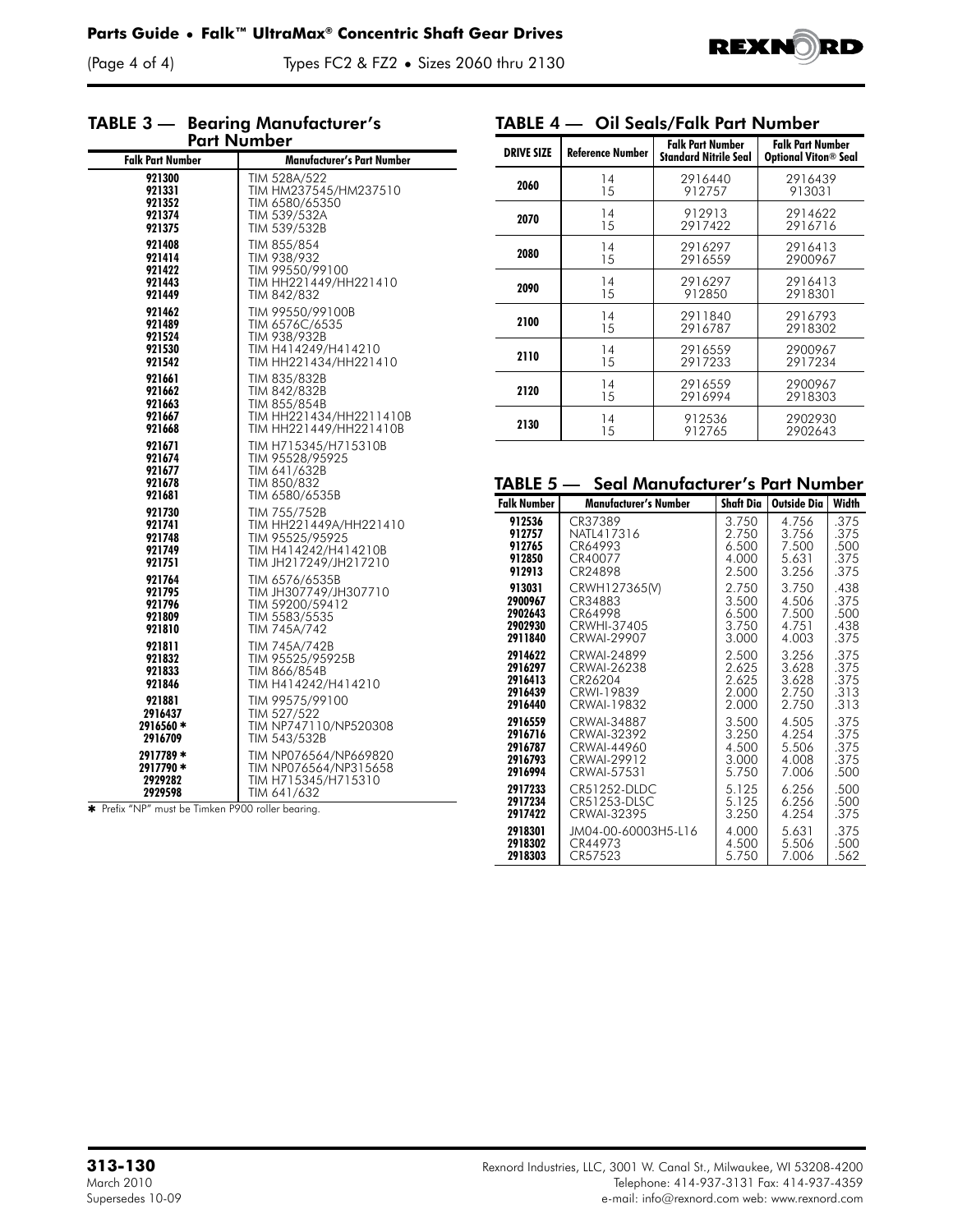## TABLE 3 — Bearing Manufacturer's Part Number

| Falk Part Number | Manufacturer's Part Number |
|---|---|
| 921300 | TIM 528A/522 |
| 921331 | TIM HM237545/HM237510 |
| 921352 | TIM 6580/65350 |
| 921374 | TIM 539/532A |
| 921375 | TIM 539/532B |
| 921408 | TIM 855/854 |
| 921414 | TIM 938/932 |
| 921422 | TIM 99550/99100 |
| 921443 | TIM HH221449/HH221410 |
| 921449 | TIM 842/832 |
| 921462 | TIM 99550/99100B |
| 921489 | TIM 6576C/6535 |
| 921524 | TIM 938/932B |
| 921530 | TIM H414249/H414210 |
| 921542 | TIM HH221434/HH221410 |
| 921661 | TIM 835/832B |
| 921662 | TIM 842/832B |
| 921663 | TIM 855/854B |
| 921667 | TIM HH221434/HH2211410B |
| 921668 | TIM HH221449/HH221410B |
| 921671 | TIM H715345/H715310B |
| 921674 | TIM 95528/95925 |
| 921677 | TIM 641/632B |
| 921678 | TIM 850/832 |
| 921681 | TIM 6580/6535B |
| 921730 | TIM 755/752B |
| 921741 | TIM HH221449A/HH221410 |
| 921748 | TIM 95525/95925 |
| 921749 | TIM H414242/H414210B |
| 921751 | TIM JH217249/JH217210 |
| 921764 | TIM 6576/6535B |
| 921795 | TIM JH307749/JH307710 |
| 921796 | TIM 59200/59412 |
| 921809 | TIM 5583/5535 |
| 921810 | TIM 745A/742 |
| 921811 | TIM 745A/742B |
| 921832 | TIM 95525/95925B |
| 921833 | TIM 866/854B |
| 921846 | TIM H414242/H414210 |
| 921881 | TIM 99575/99100 |
| 2916437 | TIM 527/522 |
| 2916560 * | TIM NP747110/NP520308 |
| 2916709 | TIM 543/532B |
| 2917789 * | TIM NP076564/NP669820 |
| 2917790 * | TIM NP076564/NP315658 |
| 2929282 | TIM H715345/H715310 |
| 2929598 | TIM 641/632 |

* Prefix "NP" must be Timken P900 roller bearing.

## TABLE 4 — Oil Seals/Falk Part Number

| DRIVE SIZE | Reference Number | Falk Part Number Standard Nitrile Seal | Falk Part Number Optional Viton® Seal |
|---|---|---|---|
| 2060 | 14 | 2916440 | 2916439 |
| | 15 | 912757 | 913031 |
| 2070 | 14 | 912913 | 2914622 |
| | 15 | 2917422 | 2916716 |
| 2080 | 14 | 2916297 | 2916413 |
| | 15 | 2916559 | 2900967 |
| 2090 | 14 | 2916297 | 2916413 |
| | 15 | 912850 | 2918301 |
| 2100 | 14 | 2911840 | 2916793 |
| | 15 | 2916787 | 2918302 |
| 2110 | 14 | 2916559 | 2900967 |
| | 15 | 2917233 | 2917234 |
| 2120 | 14 | 2916559 | 2900967 |
| | 15 | 2916994 | 2918303 |
| 2130 | 14 | 912536 | 2902930 |
| | 15 | 912765 | 2902643 |

## TABLE 5 — Seal Manufacturer's Part Number

| Falk Number | Manufacturer's Number | Shaft Dia | Outside Dia | Width |
|---|---|---|---|---|
| 912536 | CR37389 | 3.750 | 4.756 | .375 |
| 912757 | NATL417316 | 2.750 | 3.756 | .375 |
| 912765 | CR64993 | 6.500 | 7.500 | .500 |
| 912850 | CR40077 | 4.000 | 5.631 | .375 |
| 912913 | CR24898 | 2.500 | 3.256 | .375 |
| 913031 | CRWH127365(V) | 2.750 | 3.750 | .438 |
| 2900967 | CR34883 | 3.500 | 4.506 | .375 |
| 2902643 | CR64998 | 6.500 | 7.500 | .500 |
| 2902930 | CRWHI-37405 | 3.750 | 4.751 | .438 |
| 2911840 | CRWAI-29907 | 3.000 | 4.003 | .375 |
| 2914622 | CRWAI-24899 | 2.500 | 3.256 | .375 |
| 2916297 | CRWAI-26238 | 2.625 | 3.628 | .375 |
| 2916413 | CR26204 | 2.625 | 3.628 | .375 |
| 2916439 | CRWI-19839 | 2.000 | 2.750 | .313 |
| 2916440 | CRWAI-19832 | 2.000 | 2.750 | .313 |
| 2916559 | CRWAI-34887 | 3.500 | 4.505 | .375 |
| 2916716 | CRWAI-32392 | 3.250 | 4.254 | .375 |
| 2916787 | CRWAI-44960 | 4.500 | 5.506 | .375 |
| 2916793 | CRWAI-29912 | 3.000 | 4.008 | .375 |
| 2916994 | CRWAI-57531 | 5.750 | 7.006 | .500 |
| 2917233 | CR51252-DLDC | 5.125 | 6.256 | .500 |
| 2917234 | CR51253-DLSC | 5.125 | 6.256 | .500 |
| 2917422 | CRWAI-32395 | 3.250 | 4.254 | .375 |
| 2918301 | JM04-00-60003H5-L16 | 4.000 | 5.631 | .375 |
| 2918302 | CR44973 | 4.500 | 5.506 | .500 |
| 2918303 | CR57523 | 5.750 | 7.006 | .562 |

**313-130**
March 2010
Supersedes 10-09

Rexnord Industries, LLC, 3001 W. Canal St., Milwaukee, WI 53208-4200
Telephone: 414-937-3131 Fax: 414-937-4359
e-mail: info@rexnord.com web: www.rexnord.com